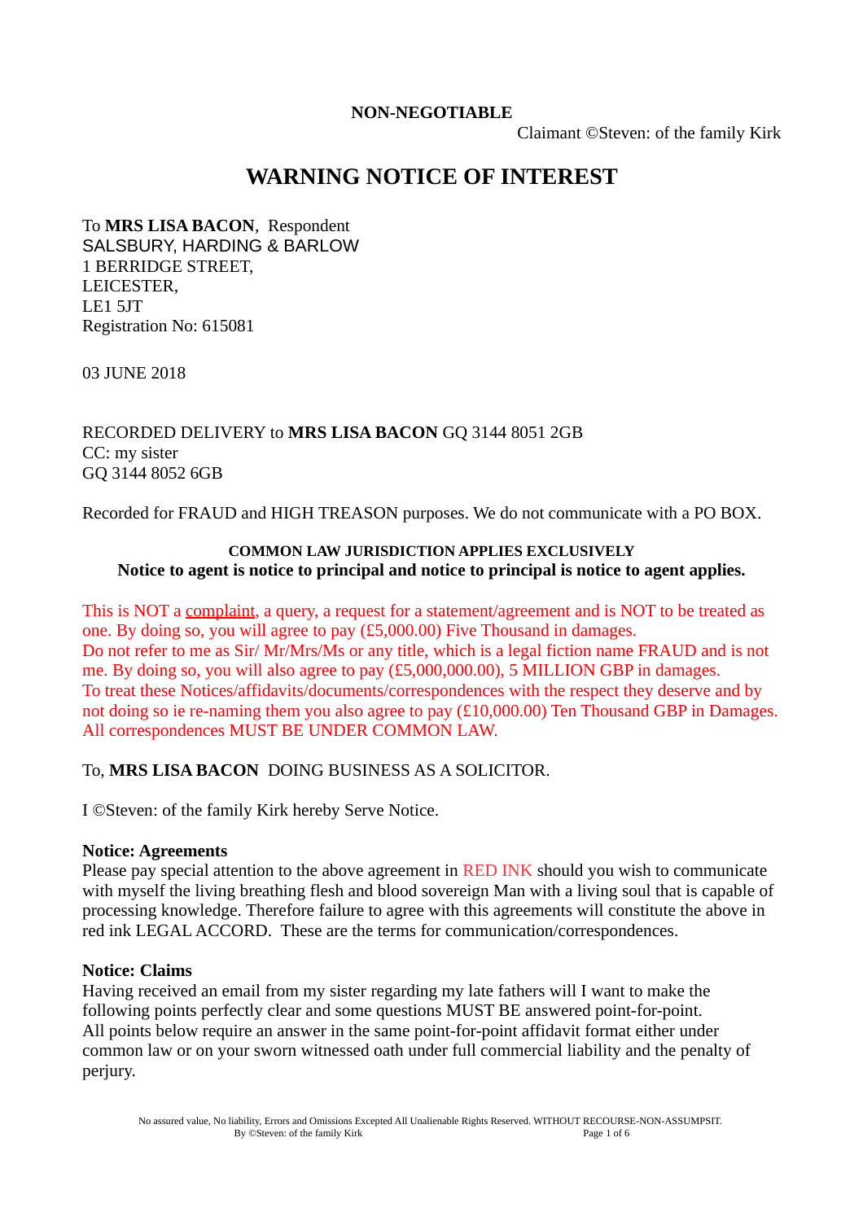**NON-NEGOTIABLE**

Claimant ©Steven: of the family Kirk

# WARNING NOTICE OF INTEREST

To **MRS LISA BACON**, Respondent
SALSBURY, HARDING & BARLOW
1 BERRIDGE STREET,
LEICESTER,
LE1 5JT
Registration No: 615081

03 JUNE 2018

RECORDED DELIVERY to **MRS LISA BACON** GQ 3144 8051 2GB
CC: my sister
GQ 3144 8052 6GB

Recorded for FRAUD and HIGH TREASON purposes. We do not communicate with a PO BOX.

**COMMON LAW JURISDICTION APPLIES EXCLUSIVELY**
**Notice to agent is notice to principal and notice to principal is notice to agent applies.**

This is NOT a complaint, a query, a request for a statement/agreement and is NOT to be treated as one. By doing so, you will agree to pay (£5,000.00) Five Thousand in damages.
Do not refer to me as Sir/ Mr/Mrs/Ms or any title, which is a legal fiction name FRAUD and is not me. By doing so, you will also agree to pay (£5,000,000.00), 5 MILLION GBP in damages.
To treat these Notices/affidavits/documents/correspondences with the respect they deserve and by not doing so ie re-naming them you also agree to pay (£10,000.00) Ten Thousand GBP in Damages.
All correspondences MUST BE UNDER COMMON LAW.

To, **MRS LISA BACON** DOING BUSINESS AS A SOLICITOR.

I ©Steven: of the family Kirk hereby Serve Notice.

**Notice: Agreements**
Please pay special attention to the above agreement in RED INK should you wish to communicate with myself the living breathing flesh and blood sovereign Man with a living soul that is capable of processing knowledge. Therefore failure to agree with this agreements will constitute the above in red ink LEGAL ACCORD. These are the terms for communication/correspondences.

**Notice: Claims**
Having received an email from my sister regarding my late fathers will I want to make the following points perfectly clear and some questions MUST BE answered point-for-point.
All points below require an answer in the same point-for-point affidavit format either under common law or on your sworn witnessed oath under full commercial liability and the penalty of perjury.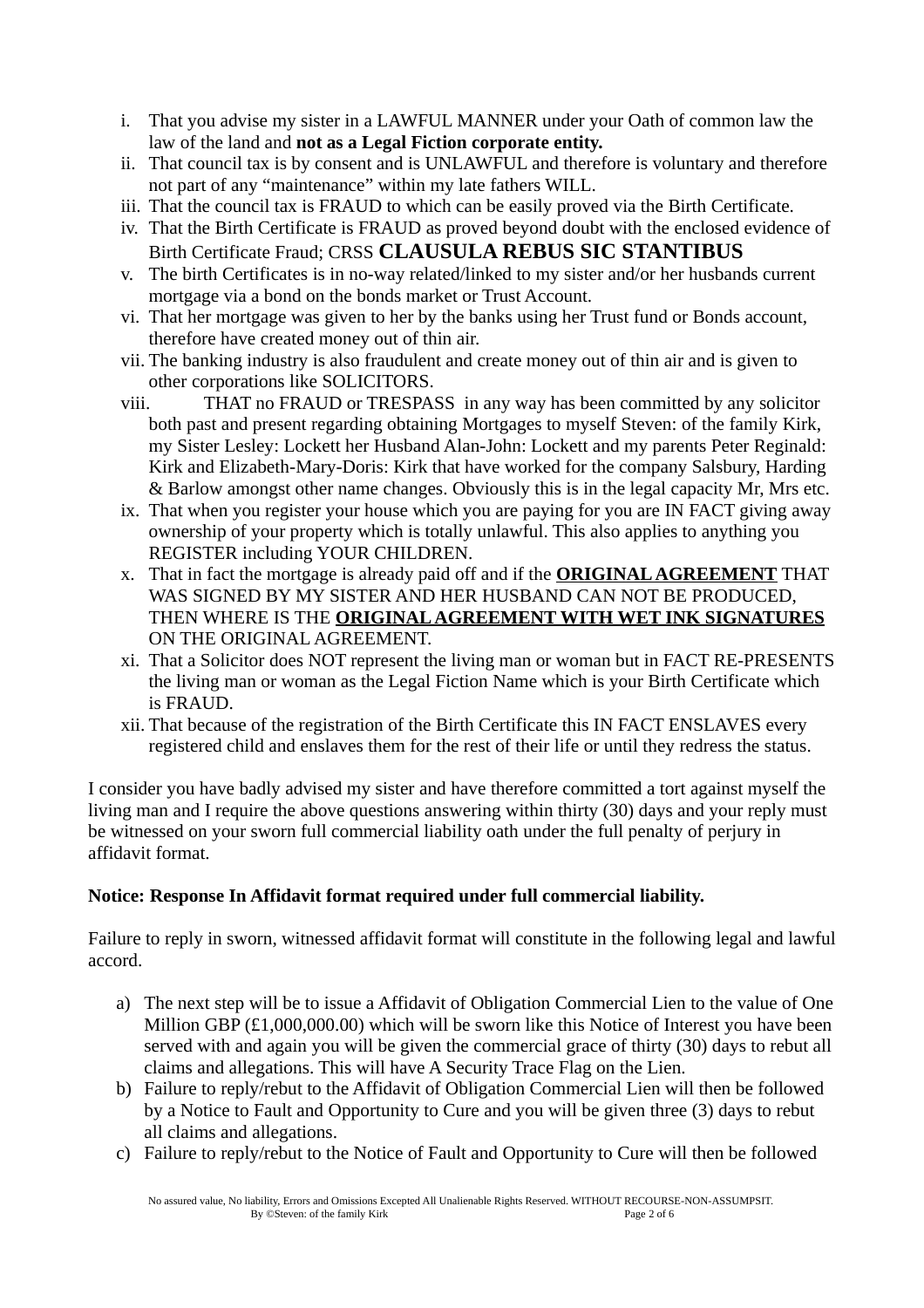i. That you advise my sister in a LAWFUL MANNER under your Oath of common law the law of the land and **not as a Legal Fiction corporate entity.**
ii. That council tax is by consent and is UNLAWFUL and therefore is voluntary and therefore not part of any "maintenance" within my late fathers WILL.
iii. That the council tax is FRAUD to which can be easily proved via the Birth Certificate.
iv. That the Birth Certificate is FRAUD as proved beyond doubt with the enclosed evidence of Birth Certificate Fraud; CRSS **CLAUSULA REBUS SIC STANTIBUS**
v. The birth Certificates is in no-way related/linked to my sister and/or her husbands current mortgage via a bond on the bonds market or Trust Account.
vi. That her mortgage was given to her by the banks using her Trust fund or Bonds account, therefore have created money out of thin air.
vii. The banking industry is also fraudulent and create money out of thin air and is given to other corporations like SOLICITORS.
viii. THAT no FRAUD or TRESPASS in any way has been committed by any solicitor both past and present regarding obtaining Mortgages to myself Steven: of the family Kirk, my Sister Lesley: Lockett her Husband Alan-John: Lockett and my parents Peter Reginald: Kirk and Elizabeth-Mary-Doris: Kirk that have worked for the company Salsbury, Harding & Barlow amongst other name changes. Obviously this is in the legal capacity Mr, Mrs etc.
ix. That when you register your house which you are paying for you are IN FACT giving away ownership of your property which is totally unlawful. This also applies to anything you REGISTER including YOUR CHILDREN.
x. That in fact the mortgage is already paid off and if the **<u>ORIGINAL AGREEMENT</u>** THAT WAS SIGNED BY MY SISTER AND HER HUSBAND CAN NOT BE PRODUCED, THEN WHERE IS THE **<u>ORIGINAL AGREEMENT WITH WET INK SIGNATURES</u>** ON THE ORIGINAL AGREEMENT.
xi. That a Solicitor does NOT represent the living man or woman but in FACT RE-PRESENTS the living man or woman as the Legal Fiction Name which is your Birth Certificate which is FRAUD.
xii. That because of the registration of the Birth Certificate this IN FACT ENSLAVES every registered child and enslaves them for the rest of their life or until they redress the status.

I consider you have badly advised my sister and have therefore committed a tort against myself the living man and I require the above questions answering within thirty (30) days and your reply must be witnessed on your sworn full commercial liability oath under the full penalty of perjury in affidavit format.

**Notice: Response In Affidavit format required under full commercial liability.**

Failure to reply in sworn, witnessed affidavit format will constitute in the following legal and lawful accord.

a) The next step will be to issue a Affidavit of Obligation Commercial Lien to the value of One Million GBP (£1,000,000.00) which will be sworn like this Notice of Interest you have been served with and again you will be given the commercial grace of thirty (30) days to rebut all claims and allegations. This will have A Security Trace Flag on the Lien.
b) Failure to reply/rebut to the Affidavit of Obligation Commercial Lien will then be followed by a Notice to Fault and Opportunity to Cure and you will be given three (3) days to rebut all claims and allegations.
c) Failure to reply/rebut to the Notice of Fault and Opportunity to Cure will then be followed

No assured value, No liability, Errors and Omissions Excepted All Unalienable Rights Reserved. WITHOUT RECOURSE-NON-ASSUMPSIT.
By ©Steven: of the family Kirk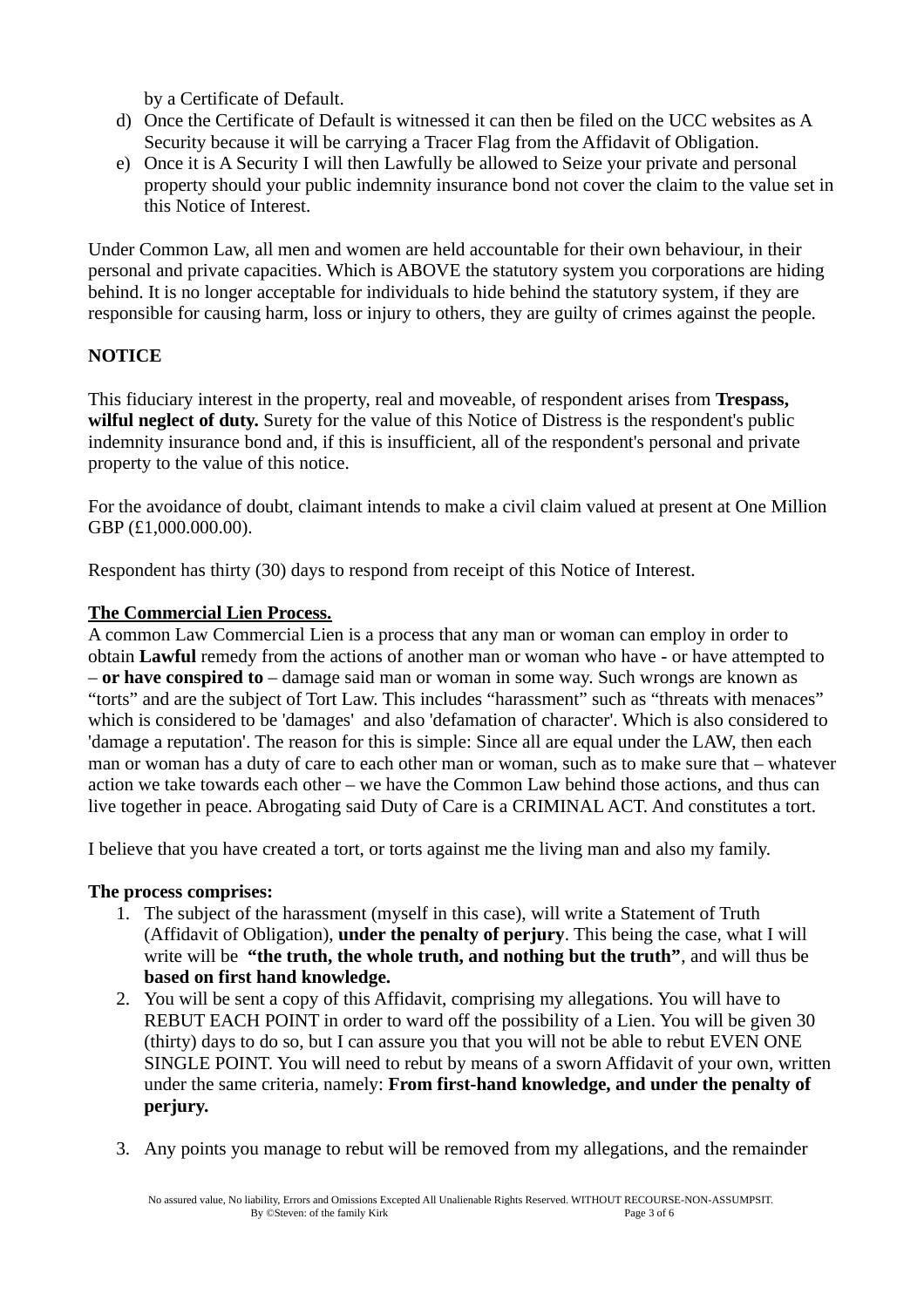by a Certificate of Default.

d) Once the Certificate of Default is witnessed it can then be filed on the UCC websites as A Security because it will be carrying a Tracer Flag from the Affidavit of Obligation.
e) Once it is A Security I will then Lawfully be allowed to Seize your private and personal property should your public indemnity insurance bond not cover the claim to the value set in this Notice of Interest.

Under Common Law, all men and women are held accountable for their own behaviour, in their personal and private capacities. Which is ABOVE the statutory system you corporations are hiding behind. It is no longer acceptable for individuals to hide behind the statutory system, if they are responsible for causing harm, loss or injury to others, they are guilty of crimes against the people.

**NOTICE**

This fiduciary interest in the property, real and moveable, of respondent arises from **Trespass, wilful neglect of duty.** Surety for the value of this Notice of Distress is the respondent's public indemnity insurance bond and, if this is insufficient, all of the respondent's personal and private property to the value of this notice.

For the avoidance of doubt, claimant intends to make a civil claim valued at present at One Million GBP (£1,000.000.00).

Respondent has thirty (30) days to respond from receipt of this Notice of Interest.

**The Commercial Lien Process.**

A common Law Commercial Lien is a process that any man or woman can employ in order to obtain **Lawful** remedy from the actions of another man or woman who have - or have attempted to – **or have conspired to** – damage said man or woman in some way. Such wrongs are known as “torts” and are the subject of Tort Law. This includes “harassment” such as “threats with menaces” which is considered to be 'damages' and also 'defamation of character'. Which is also considered to 'damage a reputation'. The reason for this is simple: Since all are equal under the LAW, then each man or woman has a duty of care to each other man or woman, such as to make sure that – whatever action we take towards each other – we have the Common Law behind those actions, and thus can live together in peace. Abrogating said Duty of Care is a CRIMINAL ACT. And constitutes a tort.

I believe that you have created a tort, or torts against me the living man and also my family.

**The process comprises:**

1. The subject of the harassment (myself in this case), will write a Statement of Truth (Affidavit of Obligation), **under the penalty of perjury**. This being the case, what I will write will be **“the truth, the whole truth, and nothing but the truth”**, and will thus be **based on first hand knowledge.**
2. You will be sent a copy of this Affidavit, comprising my allegations. You will have to REBUT EACH POINT in order to ward off the possibility of a Lien. You will be given 30 (thirty) days to do so, but I can assure you that you will not be able to rebut EVEN ONE SINGLE POINT. You will need to rebut by means of a sworn Affidavit of your own, written under the same criteria, namely: **From first-hand knowledge, and under the penalty of perjury.**
3. Any points you manage to rebut will be removed from my allegations, and the remainder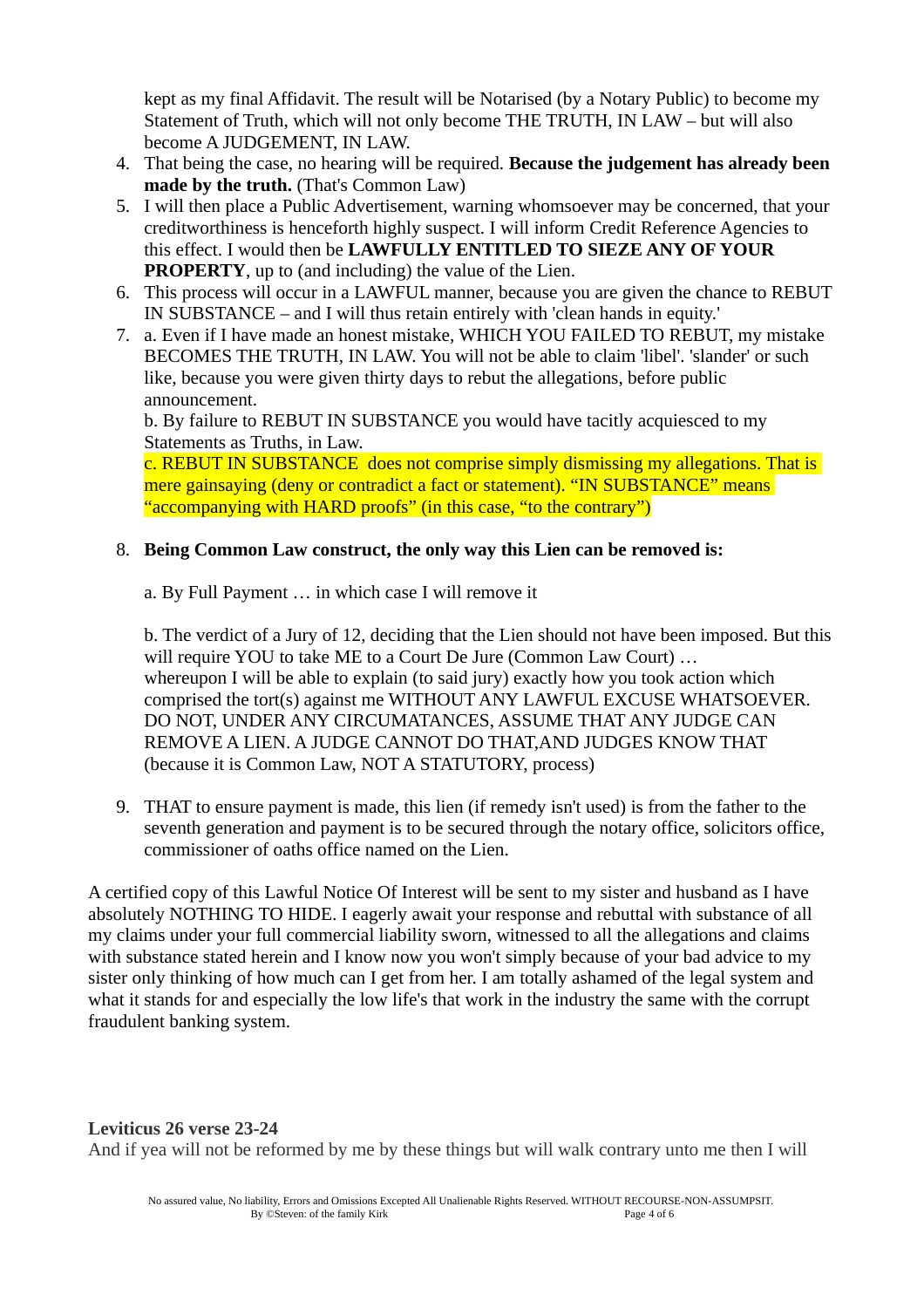kept as my final Affidavit. The result will be Notarised (by a Notary Public) to become my Statement of Truth, which will not only become THE TRUTH, IN LAW – but will also become A JUDGEMENT, IN LAW.

4. That being the case, no hearing will be required. **Because the judgement has already been made by the truth.** (That's Common Law)
5. I will then place a Public Advertisement, warning whomsoever may be concerned, that your creditworthiness is henceforth highly suspect. I will inform Credit Reference Agencies to this effect. I would then be **LAWFULLY ENTITLED TO SIEZE ANY OF YOUR PROPERTY**, up to (and including) the value of the Lien.
6. This process will occur in a LAWFUL manner, because you are given the chance to REBUT IN SUBSTANCE – and I will thus retain entirely with 'clean hands in equity.'
7. a. Even if I have made an honest mistake, WHICH YOU FAILED TO REBUT, my mistake BECOMES THE TRUTH, IN LAW. You will not be able to claim 'libel'. 'slander' or such like, because you were given thirty days to rebut the allegations, before public announcement.

   b. By failure to REBUT IN SUBSTANCE you would have tacitly acquiesced to my Statements as Truths, in Law.

   c. REBUT IN SUBSTANCE does not comprise simply dismissing my allegations. That is mere gainsaying (deny or contradict a fact or statement). "IN SUBSTANCE" means "accompanying with HARD proofs" (in this case, "to the contrary")

8. **Being Common Law construct, the only way this Lien can be removed is:**

   a. By Full Payment … in which case I will remove it

   b. The verdict of a Jury of 12, deciding that the Lien should not have been imposed. But this will require YOU to take ME to a Court De Jure (Common Law Court) … whereupon I will be able to explain (to said jury) exactly how you took action which comprised the tort(s) against me WITHOUT ANY LAWFUL EXCUSE WHATSOEVER. DO NOT, UNDER ANY CIRCUMATANCES, ASSUME THAT ANY JUDGE CAN REMOVE A LIEN. A JUDGE CANNOT DO THAT,AND JUDGES KNOW THAT (because it is Common Law, NOT A STATUTORY, process)

9. THAT to ensure payment is made, this lien (if remedy isn't used) is from the father to the seventh generation and payment is to be secured through the notary office, solicitors office, commissioner of oaths office named on the Lien.

A certified copy of this Lawful Notice Of Interest will be sent to my sister and husband as I have absolutely NOTHING TO HIDE. I eagerly await your response and rebuttal with substance of all my claims under your full commercial liability sworn, witnessed to all the allegations and claims with substance stated herein and I know now you won't simply because of your bad advice to my sister only thinking of how much can I get from her. I am totally ashamed of the legal system and what it stands for and especially the low life's that work in the industry the same with the corrupt fraudulent banking system.

**Leviticus 26 verse 23-24**

And if yea will not be reformed by me by these things but will walk contrary unto me then I will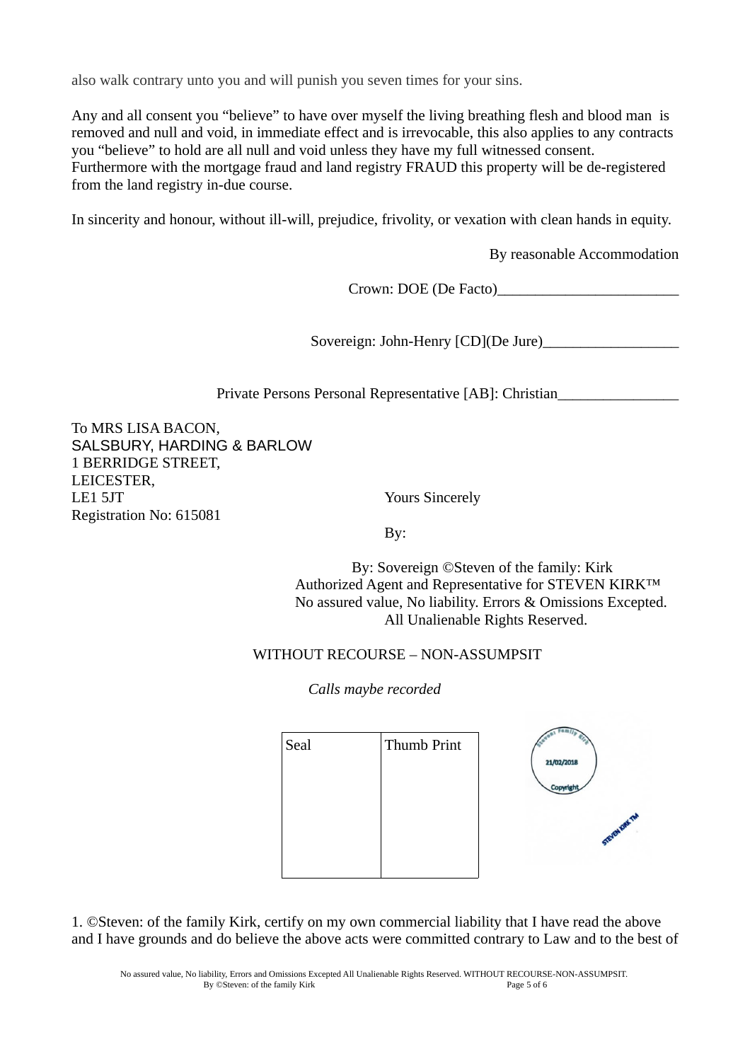also walk contrary unto you and will punish you seven times for your sins.

Any and all consent you “believe” to have over myself the living breathing flesh and blood man is removed and null and void, in immediate effect and is irrevocable, this also applies to any contracts you “believe” to hold are all null and void unless they have my full witnessed consent. Furthermore with the mortgage fraud and land registry FRAUD this property will be de-registered from the land registry in-due course.

In sincerity and honour, without ill-will, prejudice, frivolity, or vexation with clean hands in equity.

By reasonable Accommodation

Crown: DOE (De Facto)________________________

Sovereign: John-Henry [CD](De Jure)__________________

Private Persons Personal Representative [AB]: Christian________________

To MRS LISA BACON,
SALSBURY, HARDING & BARLOW
1 BERRIDGE STREET,
LEICESTER,
LE1 5JT
Registration No: 615081

Yours Sincerely

By:

By: Sovereign ©Steven of the family: Kirk
Authorized Agent and Representative for STEVEN KIRK™
No assured value, No liability. Errors & Omissions Excepted.
All Unalienable Rights Reserved.

WITHOUT RECOURSE – NON-ASSUMPSIT

*Calls maybe recorded*

| Seal | Thumb Print |
|---|---|
| | |

Steven Family Kirk 21/02/2018 Copyright

STEVEN KIRK TM

1. ©Steven: of the family Kirk, certify on my own commercial liability that I have read the above and I have grounds and do believe the above acts were committed contrary to Law and to the best of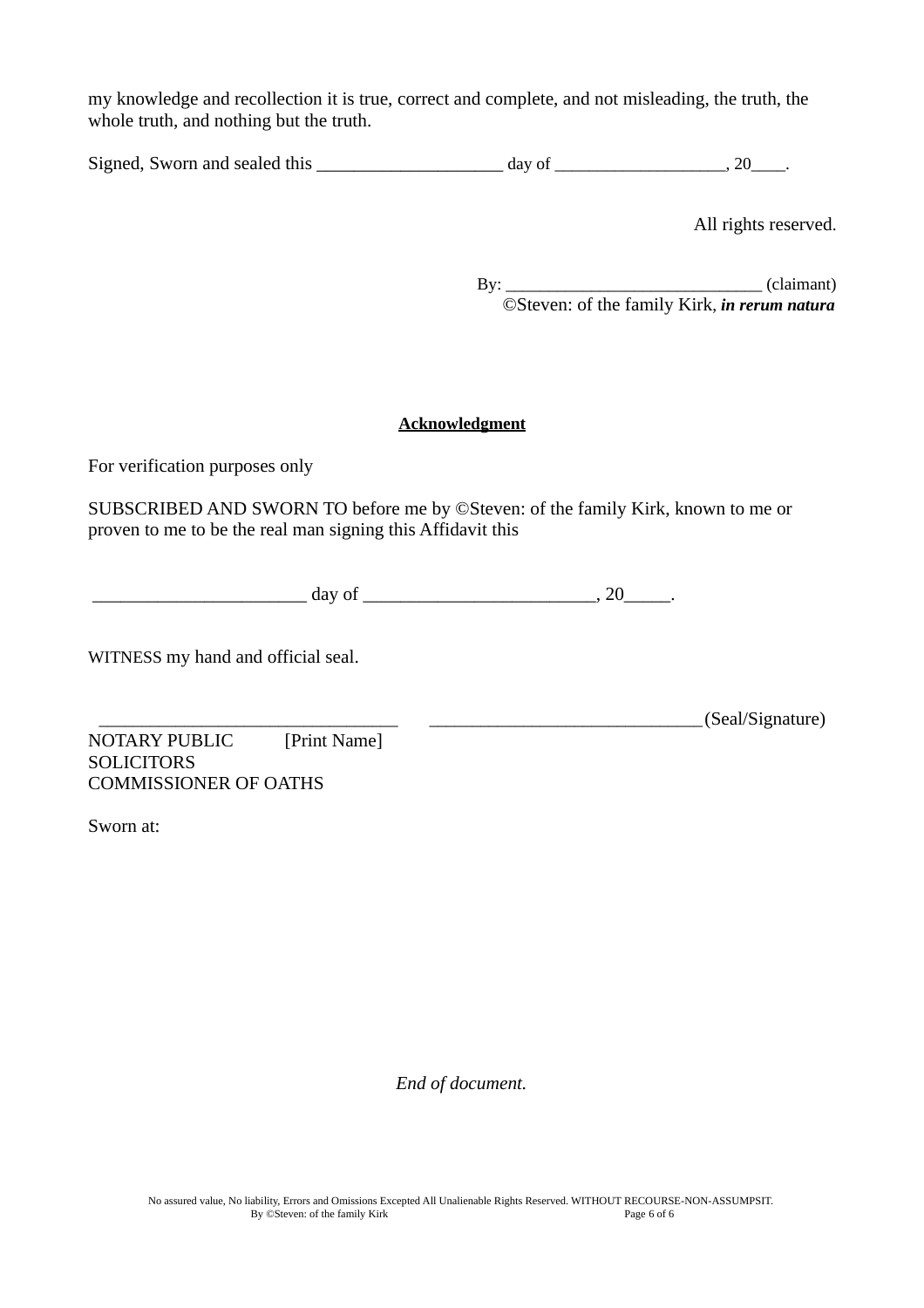my knowledge and recollection it is true, correct and complete, and not misleading, the truth, the whole truth, and nothing but the truth.

Signed, Sworn and sealed this ____________________ day of ___________________, 20____.

All rights reserved.

By: ____________________________ (claimant)
©Steven: of the family Kirk, ***in rerum natura***

**Acknowledgment**

For verification purposes only

SUBSCRIBED AND SWORN TO before me by ©Steven: of the family Kirk, known to me or proven to me to be the real man signing this Affidavit this

_______________________ day of ________________________, 20_____.

WITNESS my hand and official seal.

________________________________ _____________________________(Seal/Signature)
NOTARY PUBLIC [Print Name]
SOLICITORS
COMMISSIONER OF OATHS

Sworn at:

*End of document.*

No assured value, No liability, Errors and Omissions Excepted All Unalienable Rights Reserved. WITHOUT RECOURSE-NON-ASSUMPSIT.
By ©Steven: of the family Kirk